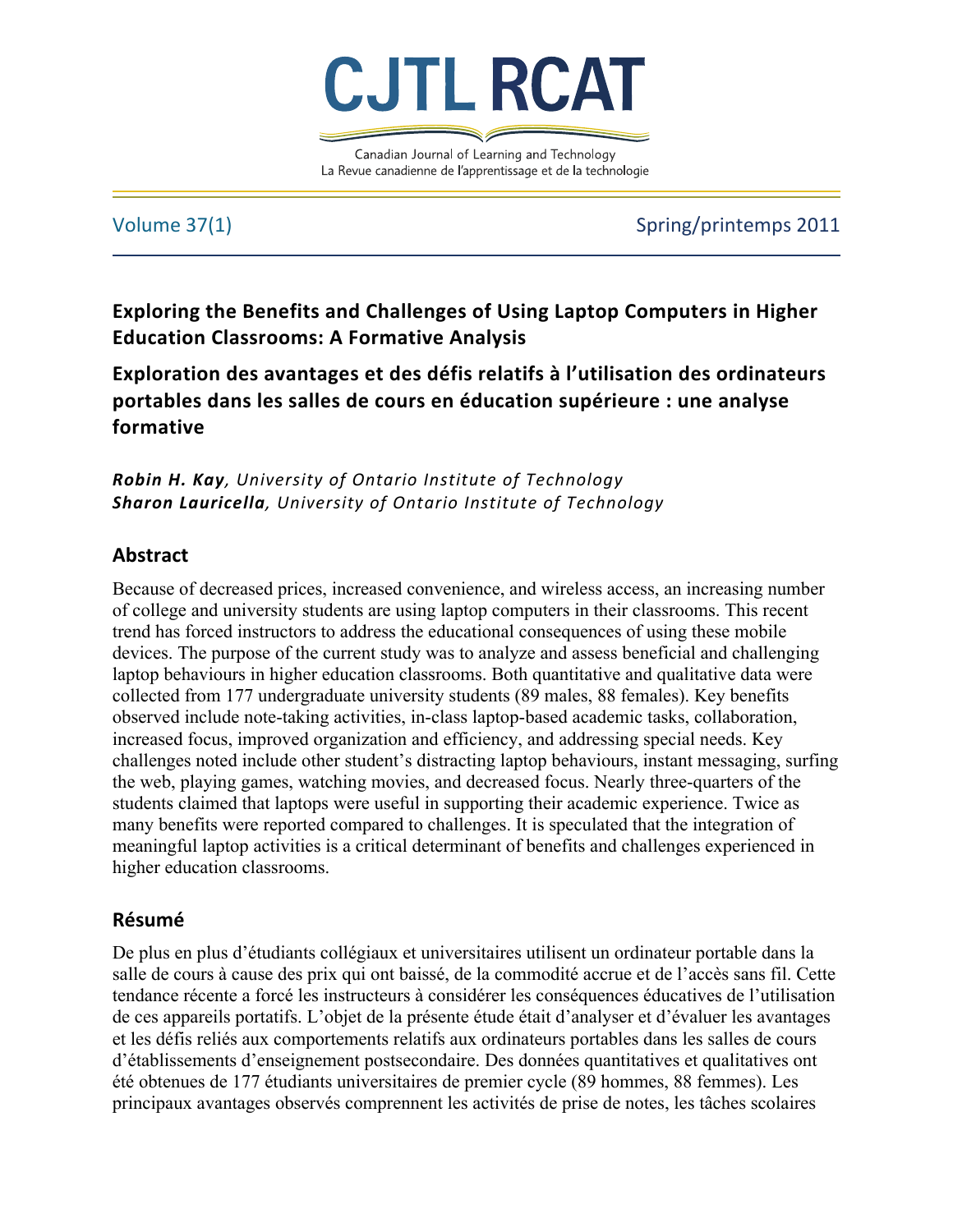# CJTL RCAT

Canadian Journal of Learning and Technology
La Revue canadienne de l'apprentissage et de la technologie

Volume 37(1) Spring/printemps 2011

## Exploring the Benefits and Challenges of Using Laptop Computers in Higher Education Classrooms: A Formative Analysis

## Exploration des avantages et des défis relatifs à l'utilisation des ordinateurs portables dans les salles de cours en éducation supérieure : une analyse formative

***Robin H. Kay**, University of Ontario Institute of Technology*
***Sharon Lauricella**, University of Ontario Institute of Technology*

## Abstract

Because of decreased prices, increased convenience, and wireless access, an increasing number of college and university students are using laptop computers in their classrooms. This recent trend has forced instructors to address the educational consequences of using these mobile devices. The purpose of the current study was to analyze and assess beneficial and challenging laptop behaviours in higher education classrooms. Both quantitative and qualitative data were collected from 177 undergraduate university students (89 males, 88 females). Key benefits observed include note-taking activities, in-class laptop-based academic tasks, collaboration, increased focus, improved organization and efficiency, and addressing special needs. Key challenges noted include other student's distracting laptop behaviours, instant messaging, surfing the web, playing games, watching movies, and decreased focus. Nearly three-quarters of the students claimed that laptops were useful in supporting their academic experience. Twice as many benefits were reported compared to challenges. It is speculated that the integration of meaningful laptop activities is a critical determinant of benefits and challenges experienced in higher education classrooms.

## Résumé

De plus en plus d'étudiants collégiaux et universitaires utilisent un ordinateur portable dans la salle de cours à cause des prix qui ont baissé, de la commodité accrue et de l'accès sans fil. Cette tendance récente a forcé les instructeurs à considérer les conséquences éducatives de l'utilisation de ces appareils portatifs. L'objet de la présente étude était d'analyser et d'évaluer les avantages et les défis reliés aux comportements relatifs aux ordinateurs portables dans les salles de cours d'établissements d'enseignement postsecondaire. Des données quantitatives et qualitatives ont été obtenues de 177 étudiants universitaires de premier cycle (89 hommes, 88 femmes). Les principaux avantages observés comprennent les activités de prise de notes, les tâches scolaires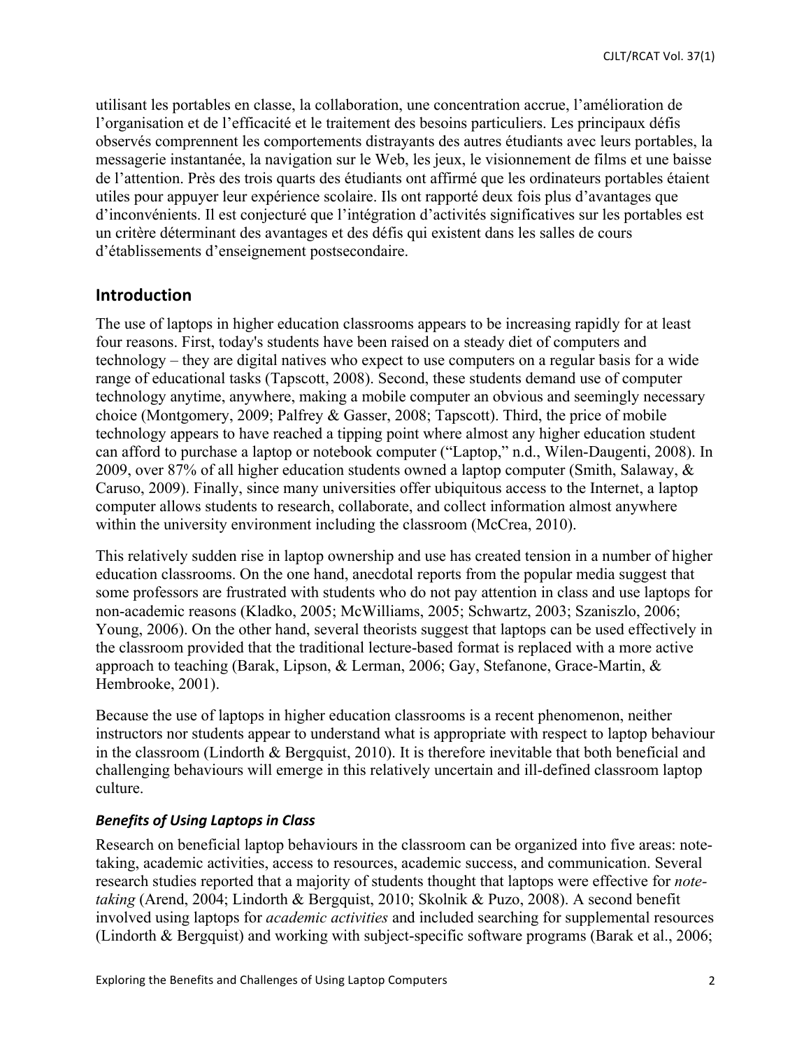utilisant les portables en classe, la collaboration, une concentration accrue, l'amélioration de l'organisation et de l'efficacité et le traitement des besoins particuliers. Les principaux défis observés comprennent les comportements distrayants des autres étudiants avec leurs portables, la messagerie instantanée, la navigation sur le Web, les jeux, le visionnement de films et une baisse de l'attention. Près des trois quarts des étudiants ont affirmé que les ordinateurs portables étaient utiles pour appuyer leur expérience scolaire. Ils ont rapporté deux fois plus d'avantages que d'inconvénients. Il est conjecturé que l'intégration d'activités significatives sur les portables est un critère déterminant des avantages et des défis qui existent dans les salles de cours d'établissements d'enseignement postsecondaire.

## Introduction

The use of laptops in higher education classrooms appears to be increasing rapidly for at least four reasons. First, today's students have been raised on a steady diet of computers and technology – they are digital natives who expect to use computers on a regular basis for a wide range of educational tasks (Tapscott, 2008). Second, these students demand use of computer technology anytime, anywhere, making a mobile computer an obvious and seemingly necessary choice (Montgomery, 2009; Palfrey & Gasser, 2008; Tapscott). Third, the price of mobile technology appears to have reached a tipping point where almost any higher education student can afford to purchase a laptop or notebook computer ("Laptop," n.d., Wilen-Daugenti, 2008). In 2009, over 87% of all higher education students owned a laptop computer (Smith, Salaway, & Caruso, 2009). Finally, since many universities offer ubiquitous access to the Internet, a laptop computer allows students to research, collaborate, and collect information almost anywhere within the university environment including the classroom (McCrea, 2010).

This relatively sudden rise in laptop ownership and use has created tension in a number of higher education classrooms. On the one hand, anecdotal reports from the popular media suggest that some professors are frustrated with students who do not pay attention in class and use laptops for non-academic reasons (Kladko, 2005; McWilliams, 2005; Schwartz, 2003; Szaniszlo, 2006; Young, 2006). On the other hand, several theorists suggest that laptops can be used effectively in the classroom provided that the traditional lecture-based format is replaced with a more active approach to teaching (Barak, Lipson, & Lerman, 2006; Gay, Stefanone, Grace-Martin, & Hembrooke, 2001).

Because the use of laptops in higher education classrooms is a recent phenomenon, neither instructors nor students appear to understand what is appropriate with respect to laptop behaviour in the classroom (Lindorth & Bergquist, 2010). It is therefore inevitable that both beneficial and challenging behaviours will emerge in this relatively uncertain and ill-defined classroom laptop culture.

### *Benefits of Using Laptops in Class*

Research on beneficial laptop behaviours in the classroom can be organized into five areas: note-taking, academic activities, access to resources, academic success, and communication. Several research studies reported that a majority of students thought that laptops were effective for *note-taking* (Arend, 2004; Lindorth & Bergquist, 2010; Skolnik & Puzo, 2008). A second benefit involved using laptops for *academic activities* and included searching for supplemental resources (Lindorth & Bergquist) and working with subject-specific software programs (Barak et al., 2006;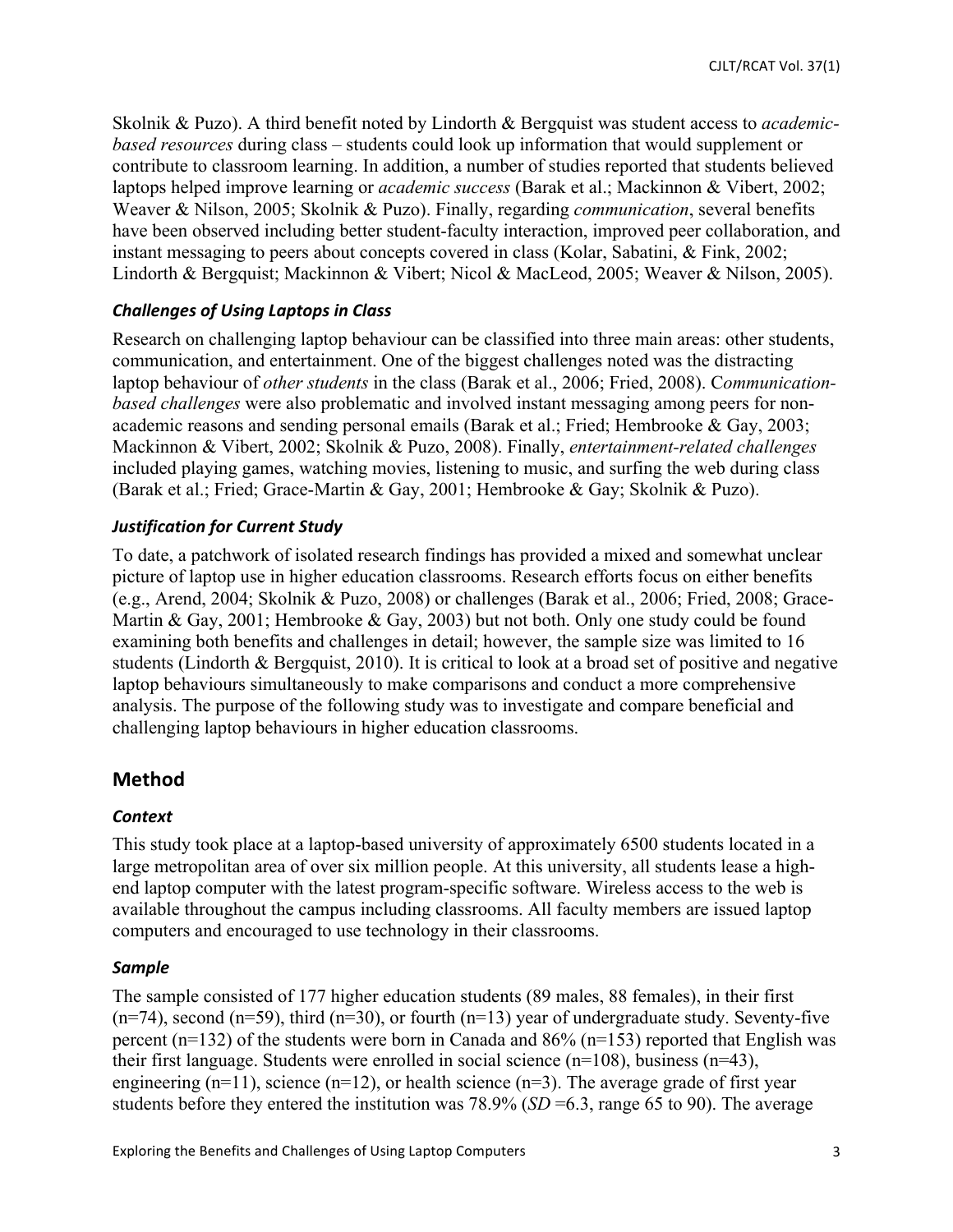Skolnik & Puzo). A third benefit noted by Lindorth & Bergquist was student access to *academic-based resources* during class – students could look up information that would supplement or contribute to classroom learning. In addition, a number of studies reported that students believed laptops helped improve learning or *academic success* (Barak et al.; Mackinnon & Vibert, 2002; Weaver & Nilson, 2005; Skolnik & Puzo). Finally, regarding *communication*, several benefits have been observed including better student-faculty interaction, improved peer collaboration, and instant messaging to peers about concepts covered in class (Kolar, Sabatini, & Fink, 2002; Lindorth & Bergquist; Mackinnon & Vibert; Nicol & MacLeod, 2005; Weaver & Nilson, 2005).

### *Challenges of Using Laptops in Class*

Research on challenging laptop behaviour can be classified into three main areas: other students, communication, and entertainment. One of the biggest challenges noted was the distracting laptop behaviour of *other students* in the class (Barak et al., 2006; Fried, 2008). C*ommunication-based challenges* were also problematic and involved instant messaging among peers for non-academic reasons and sending personal emails (Barak et al.; Fried; Hembrooke & Gay, 2003; Mackinnon & Vibert, 2002; Skolnik & Puzo, 2008). Finally, *entertainment-related challenges* included playing games, watching movies, listening to music, and surfing the web during class (Barak et al.; Fried; Grace-Martin & Gay, 2001; Hembrooke & Gay; Skolnik & Puzo).

### *Justification for Current Study*

To date, a patchwork of isolated research findings has provided a mixed and somewhat unclear picture of laptop use in higher education classrooms. Research efforts focus on either benefits (e.g., Arend, 2004; Skolnik & Puzo, 2008) or challenges (Barak et al., 2006; Fried, 2008; Grace-Martin & Gay, 2001; Hembrooke & Gay, 2003) but not both. Only one study could be found examining both benefits and challenges in detail; however, the sample size was limited to 16 students (Lindorth & Bergquist, 2010). It is critical to look at a broad set of positive and negative laptop behaviours simultaneously to make comparisons and conduct a more comprehensive analysis. The purpose of the following study was to investigate and compare beneficial and challenging laptop behaviours in higher education classrooms.

## Method

### *Context*

This study took place at a laptop-based university of approximately 6500 students located in a large metropolitan area of over six million people. At this university, all students lease a high-end laptop computer with the latest program-specific software. Wireless access to the web is available throughout the campus including classrooms. All faculty members are issued laptop computers and encouraged to use technology in their classrooms.

### *Sample*

The sample consisted of 177 higher education students (89 males, 88 females), in their first (n=74), second (n=59), third (n=30), or fourth (n=13) year of undergraduate study. Seventy-five percent (n=132) of the students were born in Canada and 86% (n=153) reported that English was their first language. Students were enrolled in social science (n=108), business (n=43), engineering (n=11), science (n=12), or health science (n=3). The average grade of first year students before they entered the institution was 78.9% (*SD* =6.3, range 65 to 90). The average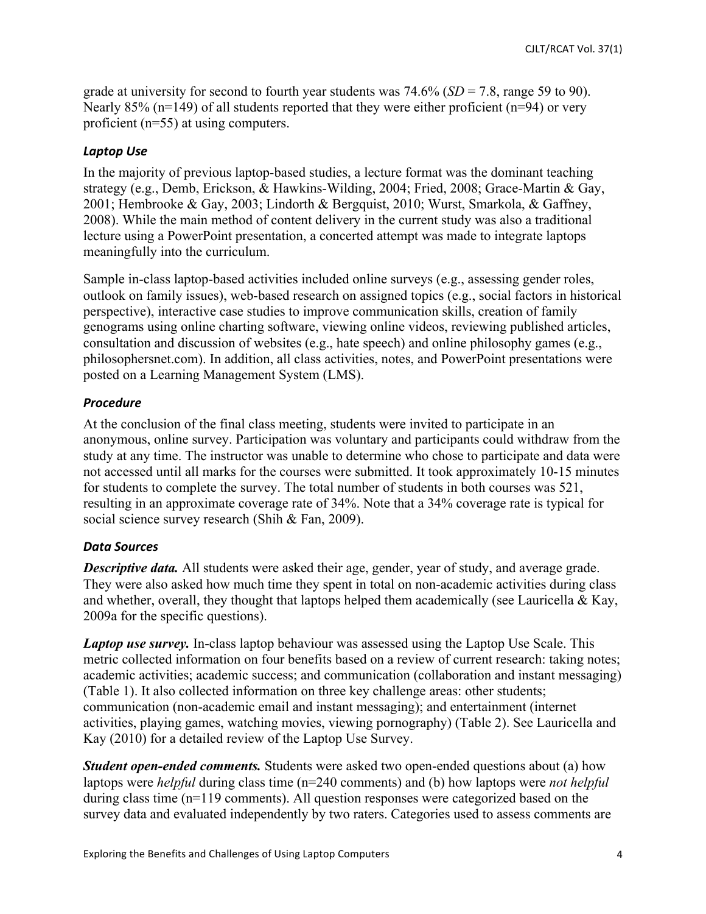grade at university for second to fourth year students was 74.6% (*SD* = 7.8, range 59 to 90). Nearly 85% (n=149) of all students reported that they were either proficient (n=94) or very proficient (n=55) at using computers.

### *Laptop Use*

In the majority of previous laptop-based studies, a lecture format was the dominant teaching strategy (e.g., Demb, Erickson, & Hawkins-Wilding, 2004; Fried, 2008; Grace-Martin & Gay, 2001; Hembrooke & Gay, 2003; Lindorth & Bergquist, 2010; Wurst, Smarkola, & Gaffney, 2008). While the main method of content delivery in the current study was also a traditional lecture using a PowerPoint presentation, a concerted attempt was made to integrate laptops meaningfully into the curriculum.

Sample in-class laptop-based activities included online surveys (e.g., assessing gender roles, outlook on family issues), web-based research on assigned topics (e.g., social factors in historical perspective), interactive case studies to improve communication skills, creation of family genograms using online charting software, viewing online videos, reviewing published articles, consultation and discussion of websites (e.g., hate speech) and online philosophy games (e.g., philosophersnet.com). In addition, all class activities, notes, and PowerPoint presentations were posted on a Learning Management System (LMS).

### *Procedure*

At the conclusion of the final class meeting, students were invited to participate in an anonymous, online survey. Participation was voluntary and participants could withdraw from the study at any time. The instructor was unable to determine who chose to participate and data were not accessed until all marks for the courses were submitted. It took approximately 10-15 minutes for students to complete the survey. The total number of students in both courses was 521, resulting in an approximate coverage rate of 34%. Note that a 34% coverage rate is typical for social science survey research (Shih & Fan, 2009).

### *Data Sources*

***Descriptive data.*** All students were asked their age, gender, year of study, and average grade. They were also asked how much time they spent in total on non-academic activities during class and whether, overall, they thought that laptops helped them academically (see Lauricella & Kay, 2009a for the specific questions).

***Laptop use survey.*** In-class laptop behaviour was assessed using the Laptop Use Scale. This metric collected information on four benefits based on a review of current research: taking notes; academic activities; academic success; and communication (collaboration and instant messaging) (Table 1). It also collected information on three key challenge areas: other students; communication (non-academic email and instant messaging); and entertainment (internet activities, playing games, watching movies, viewing pornography) (Table 2). See Lauricella and Kay (2010) for a detailed review of the Laptop Use Survey.

***Student open-ended comments.*** Students were asked two open-ended questions about (a) how laptops were *helpful* during class time (n=240 comments) and (b) how laptops were *not helpful* during class time (n=119 comments). All question responses were categorized based on the survey data and evaluated independently by two raters. Categories used to assess comments are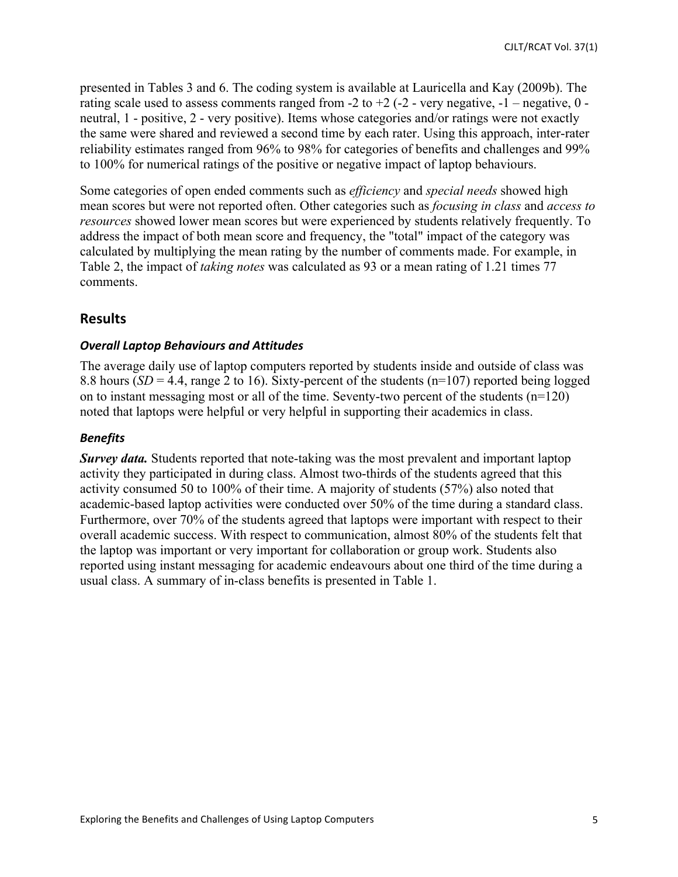presented in Tables 3 and 6. The coding system is available at Lauricella and Kay (2009b). The rating scale used to assess comments ranged from -2 to +2 (-2 - very negative, -1 – negative, 0 - neutral, 1 - positive, 2 - very positive). Items whose categories and/or ratings were not exactly the same were shared and reviewed a second time by each rater. Using this approach, inter-rater reliability estimates ranged from 96% to 98% for categories of benefits and challenges and 99% to 100% for numerical ratings of the positive or negative impact of laptop behaviours.

Some categories of open ended comments such as *efficiency* and *special needs* showed high mean scores but were not reported often. Other categories such as *focusing in class* and *access to resources* showed lower mean scores but were experienced by students relatively frequently. To address the impact of both mean score and frequency, the "total" impact of the category was calculated by multiplying the mean rating by the number of comments made. For example, in Table 2, the impact of *taking notes* was calculated as 93 or a mean rating of 1.21 times 77 comments.

## Results

### *Overall Laptop Behaviours and Attitudes*

The average daily use of laptop computers reported by students inside and outside of class was 8.8 hours (*SD* = 4.4, range 2 to 16). Sixty-percent of the students (n=107) reported being logged on to instant messaging most or all of the time. Seventy-two percent of the students (n=120) noted that laptops were helpful or very helpful in supporting their academics in class.

### *Benefits*

***Survey data.*** Students reported that note-taking was the most prevalent and important laptop activity they participated in during class. Almost two-thirds of the students agreed that this activity consumed 50 to 100% of their time. A majority of students (57%) also noted that academic-based laptop activities were conducted over 50% of the time during a standard class. Furthermore, over 70% of the students agreed that laptops were important with respect to their overall academic success. With respect to communication, almost 80% of the students felt that the laptop was important or very important for collaboration or group work. Students also reported using instant messaging for academic endeavours about one third of the time during a usual class. A summary of in-class benefits is presented in Table 1.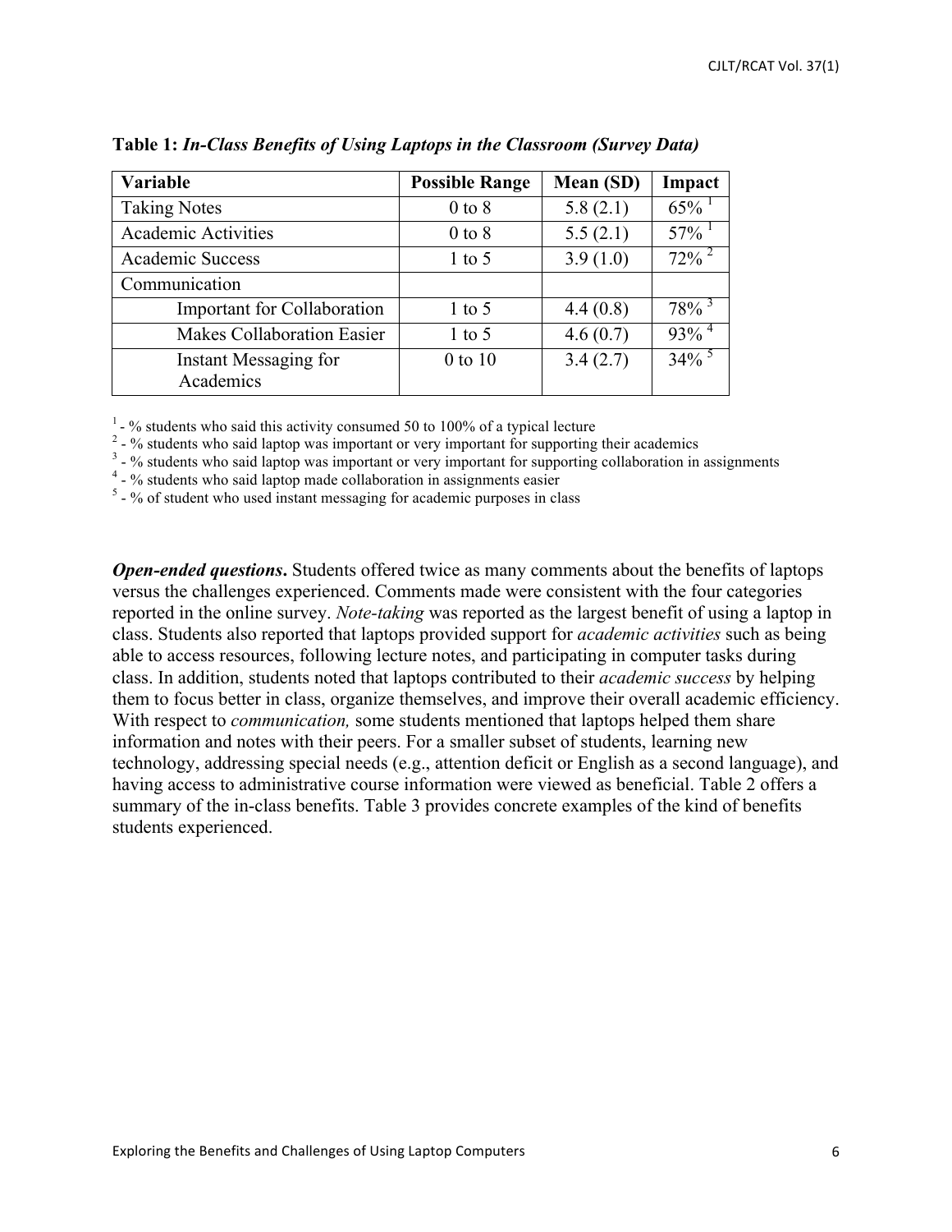**Table 1:** ***In-Class Benefits of Using Laptops in the Classroom (Survey Data)***

| Variable | Possible Range | Mean (SD) | Impact |
|---|---|---|---|
| Taking Notes | 0 to 8 | 5.8 (2.1) | 65% [1] |
| Academic Activities | 0 to 8 | 5.5 (2.1) | 57% [1] |
| Academic Success | 1 to 5 | 3.9 (1.0) | 72% [2] |
| Communication | | | |
| Important for Collaboration | 1 to 5 | 4.4 (0.8) | 78% [3] |
| Makes Collaboration Easier | 1 to 5 | 4.6 (0.7) | 93% [4] |
| Instant Messaging for Academics | 0 to 10 | 3.4 (2.7) | 34% [5] |

[1] - % students who said this activity consumed 50 to 100% of a typical lecture
[2] - % students who said laptop was important or very important for supporting their academics
[3] - % students who said laptop was important or very important for supporting collaboration in assignments
[4] - % students who said laptop made collaboration in assignments easier
[5] - % of student who used instant messaging for academic purposes in class

***Open-ended questions*.** Students offered twice as many comments about the benefits of laptops versus the challenges experienced. Comments made were consistent with the four categories reported in the online survey. *Note-taking* was reported as the largest benefit of using a laptop in class. Students also reported that laptops provided support for *academic activities* such as being able to access resources, following lecture notes, and participating in computer tasks during class. In addition, students noted that laptops contributed to their *academic success* by helping them to focus better in class, organize themselves, and improve their overall academic efficiency. With respect to *communication,* some students mentioned that laptops helped them share information and notes with their peers. For a smaller subset of students, learning new technology, addressing special needs (e.g., attention deficit or English as a second language), and having access to administrative course information were viewed as beneficial. Table 2 offers a summary of the in-class benefits. Table 3 provides concrete examples of the kind of benefits students experienced.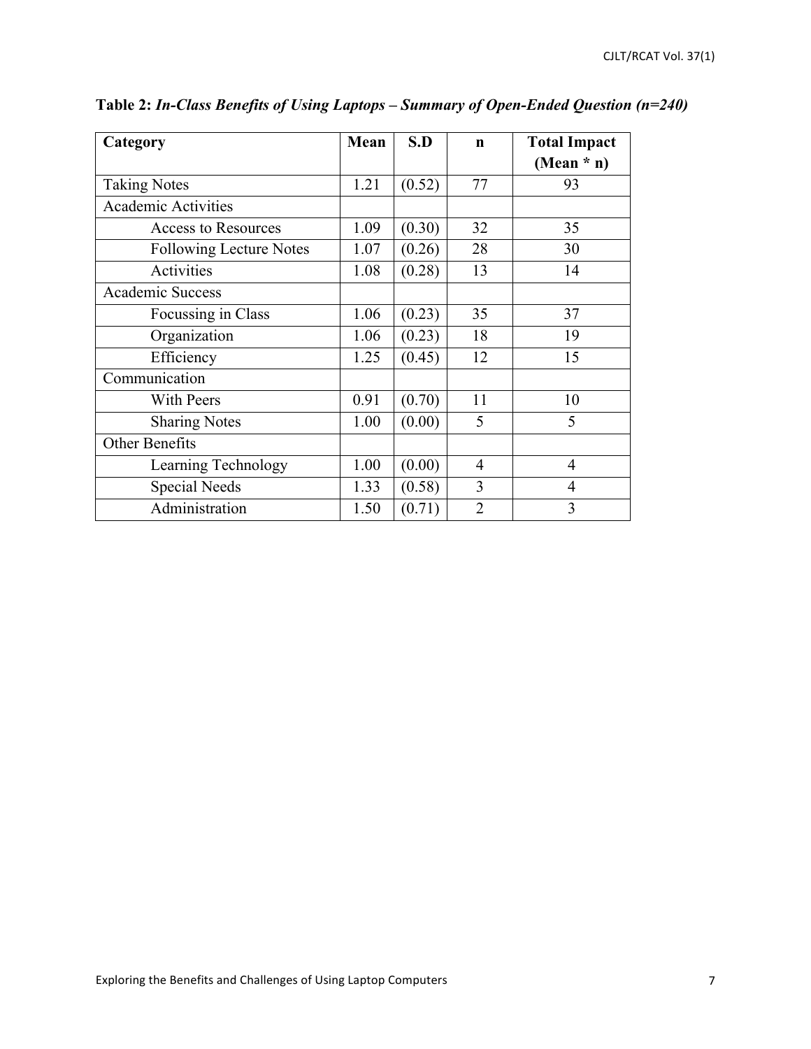**Table 2:** ***In-Class Benefits of Using Laptops – Summary of Open-Ended Question (n=240)***

| Category | Mean | S.D | n | Total Impact (Mean * n) |
|---|---|---|---|---|
| Taking Notes | 1.21 | (0.52) | 77 | 93 |
| Academic Activities | | | | |
| Access to Resources | 1.09 | (0.30) | 32 | 35 |
| Following Lecture Notes | 1.07 | (0.26) | 28 | 30 |
| Activities | 1.08 | (0.28) | 13 | 14 |
| Academic Success | | | | |
| Focussing in Class | 1.06 | (0.23) | 35 | 37 |
| Organization | 1.06 | (0.23) | 18 | 19 |
| Efficiency | 1.25 | (0.45) | 12 | 15 |
| Communication | | | | |
| With Peers | 0.91 | (0.70) | 11 | 10 |
| Sharing Notes | 1.00 | (0.00) | 5 | 5 |
| Other Benefits | | | | |
| Learning Technology | 1.00 | (0.00) | 4 | 4 |
| Special Needs | 1.33 | (0.58) | 3 | 4 |
| Administration | 1.50 | (0.71) | 2 | 3 |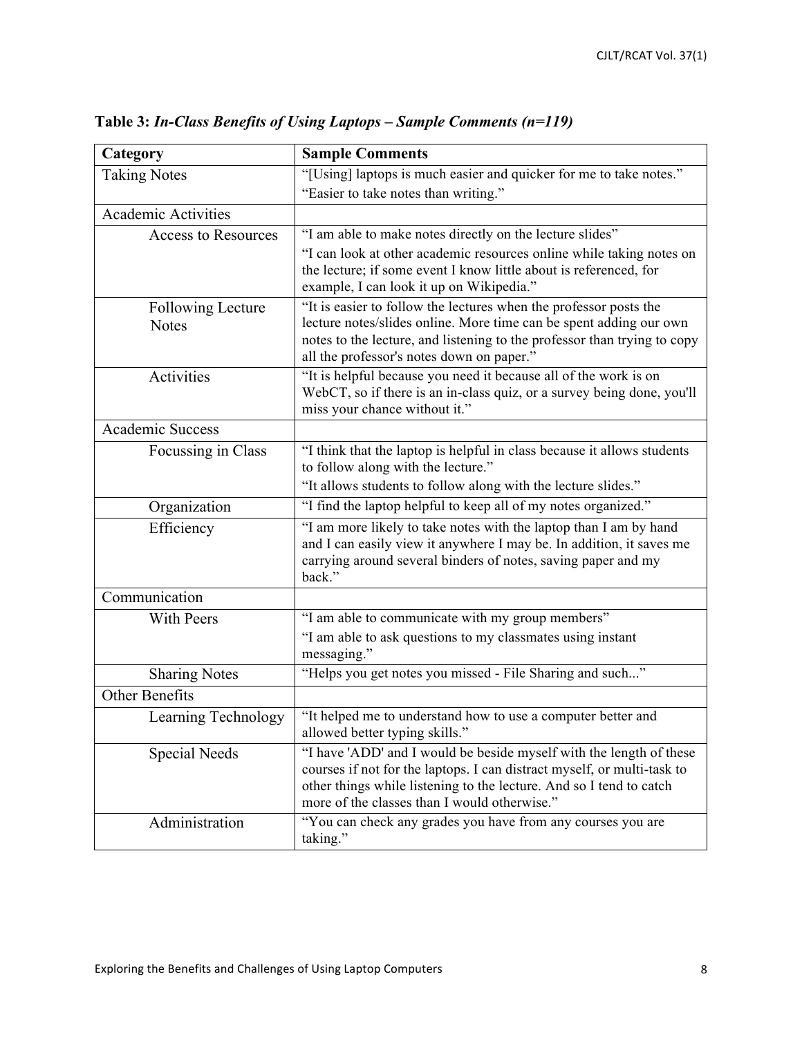**Table 3:** ***In-Class Benefits of Using Laptops – Sample Comments (n=119)***

| Category | Sample Comments |
|---|---|
| Taking Notes | "[Using] laptops is much easier and quicker for me to take notes." "Easier to take notes than writing." |
| Academic Activities | |
| Access to Resources | "I am able to make notes directly on the lecture slides" "I can look at other academic resources online while taking notes on the lecture; if some event I know little about is referenced, for example, I can look it up on Wikipedia." |
| Following Lecture Notes | "It is easier to follow the lectures when the professor posts the lecture notes/slides online. More time can be spent adding our own notes to the lecture, and listening to the professor than trying to copy all the professor's notes down on paper." |
| Activities | "It is helpful because you need it because all of the work is on WebCT, so if there is an in-class quiz, or a survey being done, you'll miss your chance without it." |
| Academic Success | |
| Focussing in Class | "I think that the laptop is helpful in class because it allows students to follow along with the lecture." "It allows students to follow along with the lecture slides." |
| Organization | "I find the laptop helpful to keep all of my notes organized." |
| Efficiency | "I am more likely to take notes with the laptop than I am by hand and I can easily view it anywhere I may be. In addition, it saves me carrying around several binders of notes, saving paper and my back." |
| Communication | |
| With Peers | "I am able to communicate with my group members" "I am able to ask questions to my classmates using instant messaging." |
| Sharing Notes | "Helps you get notes you missed - File Sharing and such..." |
| Other Benefits | |
| Learning Technology | "It helped me to understand how to use a computer better and allowed better typing skills." |
| Special Needs | "I have 'ADD' and I would be beside myself with the length of these courses if not for the laptops. I can distract myself, or multi-task to other things while listening to the lecture. And so I tend to catch more of the classes than I would otherwise." |
| Administration | "You can check any grades you have from any courses you are taking." |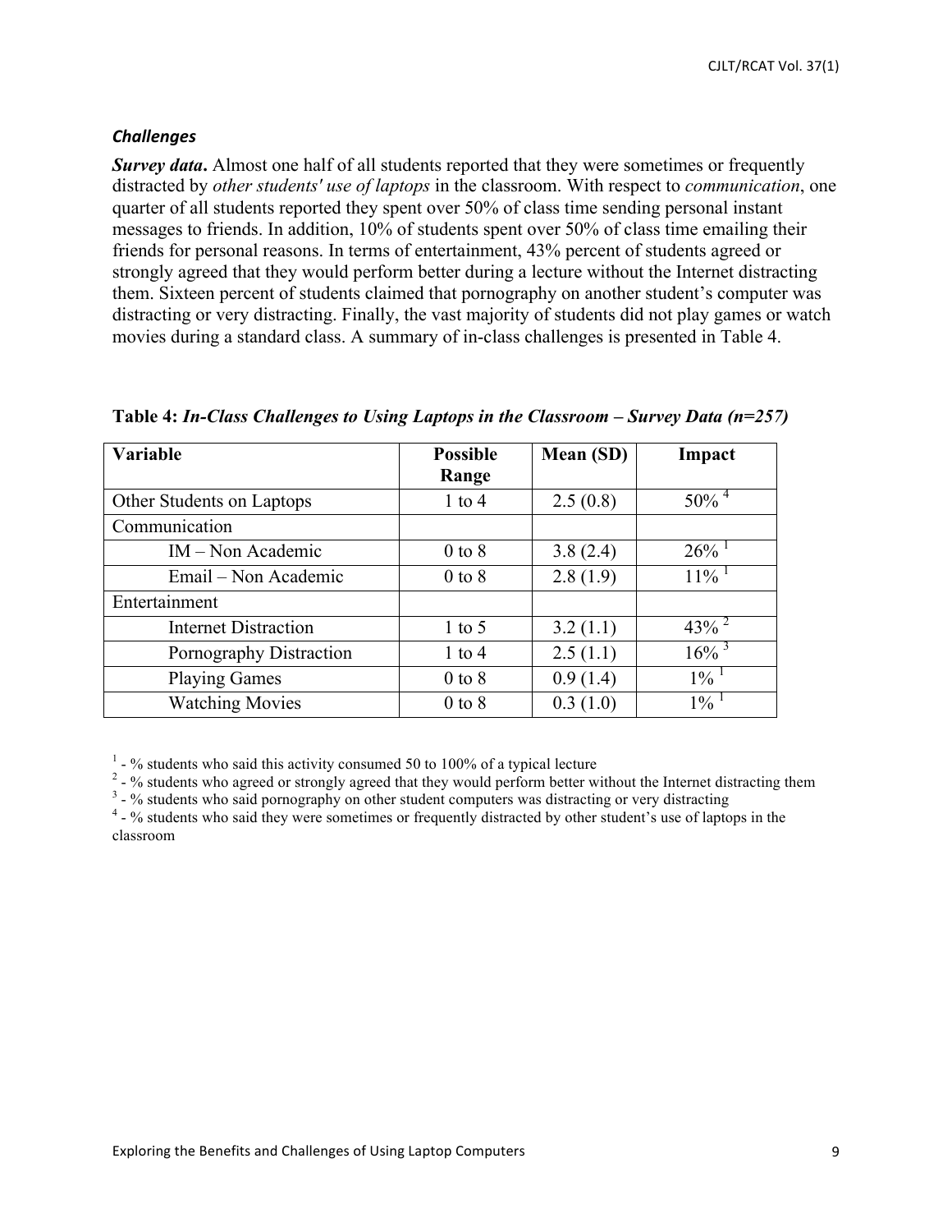### *Challenges*

***Survey data*.** Almost one half of all students reported that they were sometimes or frequently distracted by *other students' use of laptops* in the classroom. With respect to *communication*, one quarter of all students reported they spent over 50% of class time sending personal instant messages to friends. In addition, 10% of students spent over 50% of class time emailing their friends for personal reasons. In terms of entertainment, 43% percent of students agreed or strongly agreed that they would perform better during a lecture without the Internet distracting them. Sixteen percent of students claimed that pornography on another student's computer was distracting or very distracting. Finally, the vast majority of students did not play games or watch movies during a standard class. A summary of in-class challenges is presented in Table 4.

**Table 4:** ***In-Class Challenges to Using Laptops in the Classroom – Survey Data (n=257)***

| Variable | Possible Range | Mean (SD) | Impact |
|---|---|---|---|
| Other Students on Laptops | 1 to 4 | 2.5 (0.8) | 50% [4] |
| Communication | | | |
| IM – Non Academic | 0 to 8 | 3.8 (2.4) | 26% [1] |
| Email – Non Academic | 0 to 8 | 2.8 (1.9) | 11% [1] |
| Entertainment | | | |
| Internet Distraction | 1 to 5 | 3.2 (1.1) | 43% [2] |
| Pornography Distraction | 1 to 4 | 2.5 (1.1) | 16% [3] |
| Playing Games | 0 to 8 | 0.9 (1.4) | 1% [1] |
| Watching Movies | 0 to 8 | 0.3 (1.0) | 1% [1] |

[1] - % students who said this activity consumed 50 to 100% of a typical lecture
[2] - % students who agreed or strongly agreed that they would perform better without the Internet distracting them
[3] - % students who said pornography on other student computers was distracting or very distracting
[4] - % students who said they were sometimes or frequently distracted by other student's use of laptops in the classroom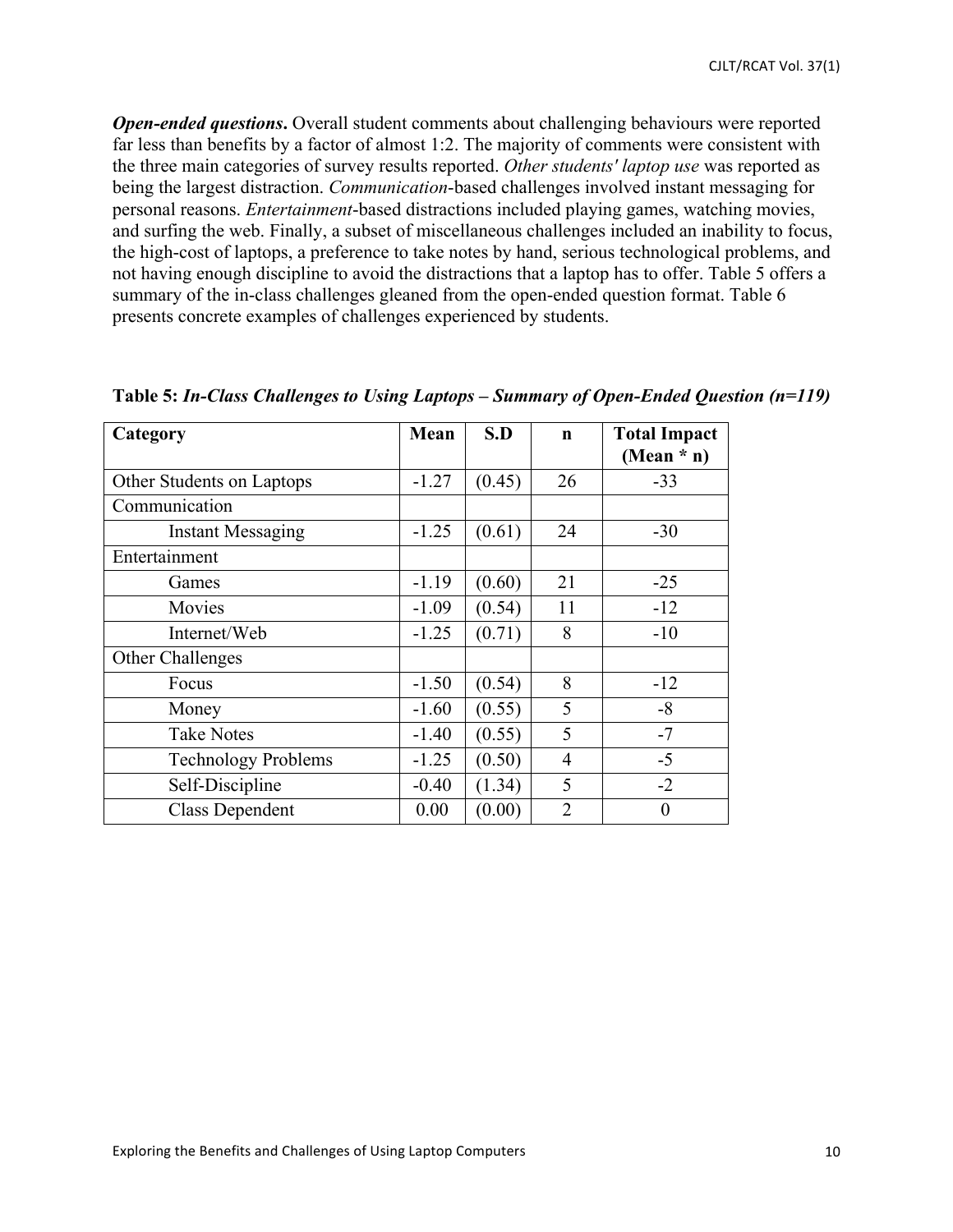***Open-ended questions*.** Overall student comments about challenging behaviours were reported far less than benefits by a factor of almost 1:2. The majority of comments were consistent with the three main categories of survey results reported. *Other students' laptop use* was reported as being the largest distraction. *Communication*-based challenges involved instant messaging for personal reasons. *Entertainment*-based distractions included playing games, watching movies, and surfing the web. Finally, a subset of miscellaneous challenges included an inability to focus, the high-cost of laptops, a preference to take notes by hand, serious technological problems, and not having enough discipline to avoid the distractions that a laptop has to offer. Table 5 offers a summary of the in-class challenges gleaned from the open-ended question format. Table 6 presents concrete examples of challenges experienced by students.

**Table 5:** ***In-Class Challenges to Using Laptops – Summary of Open-Ended Question (n=119)***

| Category | Mean | S.D | n | Total Impact (Mean * n) |
|---|---|---|---|---|
| Other Students on Laptops | -1.27 | (0.45) | 26 | -33 |
| Communication | | | | |
| Instant Messaging | -1.25 | (0.61) | 24 | -30 |
| Entertainment | | | | |
| Games | -1.19 | (0.60) | 21 | -25 |
| Movies | -1.09 | (0.54) | 11 | -12 |
| Internet/Web | -1.25 | (0.71) | 8 | -10 |
| Other Challenges | | | | |
| Focus | -1.50 | (0.54) | 8 | -12 |
| Money | -1.60 | (0.55) | 5 | -8 |
| Take Notes | -1.40 | (0.55) | 5 | -7 |
| Technology Problems | -1.25 | (0.50) | 4 | -5 |
| Self-Discipline | -0.40 | (1.34) | 5 | -2 |
| Class Dependent | 0.00 | (0.00) | 2 | 0 |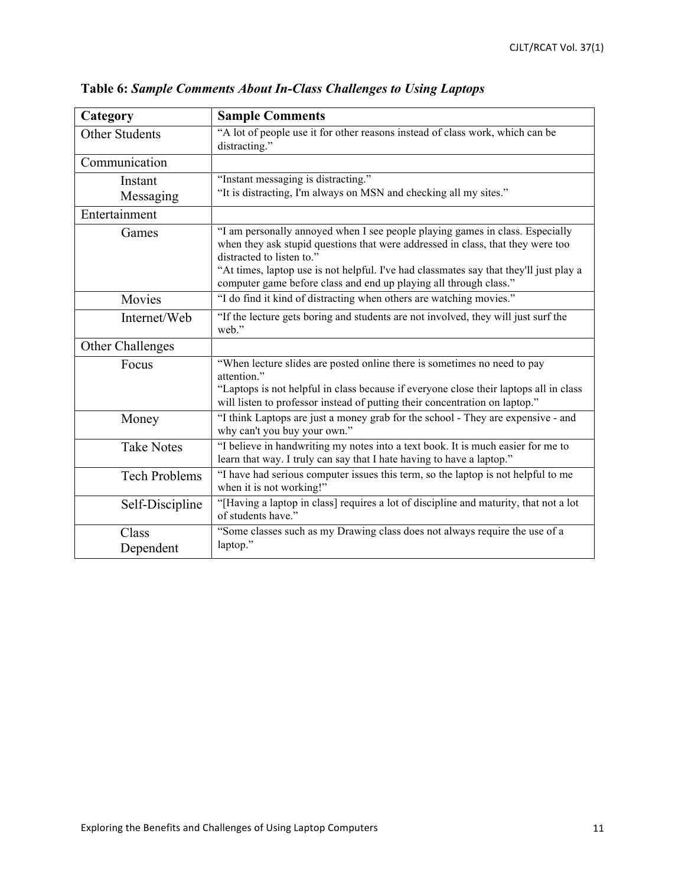**Table 6:** ***Sample Comments About In-Class Challenges to Using Laptops***

| Category | Sample Comments |
|---|---|
| Other Students | "A lot of people use it for other reasons instead of class work, which can be distracting." |
| Communication | |
| Instant Messaging | "Instant messaging is distracting."<br>"It is distracting, I'm always on MSN and checking all my sites." |
| Entertainment | |
| Games | "I am personally annoyed when I see people playing games in class. Especially when they ask stupid questions that were addressed in class, that they were too distracted to listen to."<br>"At times, laptop use is not helpful. I've had classmates say that they'll just play a computer game before class and end up playing all through class." |
| Movies | "I do find it kind of distracting when others are watching movies." |
| Internet/Web | "If the lecture gets boring and students are not involved, they will just surf the web." |
| Other Challenges | |
| Focus | "When lecture slides are posted online there is sometimes no need to pay attention."<br>"Laptops is not helpful in class because if everyone close their laptops all in class will listen to professor instead of putting their concentration on laptop." |
| Money | "I think Laptops are just a money grab for the school - They are expensive - and why can't you buy your own." |
| Take Notes | "I believe in handwriting my notes into a text book. It is much easier for me to learn that way. I truly can say that I hate having to have a laptop." |
| Tech Problems | "I have had serious computer issues this term, so the laptop is not helpful to me when it is not working!" |
| Self-Discipline | "[Having a laptop in class] requires a lot of discipline and maturity, that not a lot of students have." |
| Class Dependent | "Some classes such as my Drawing class does not always require the use of a laptop." |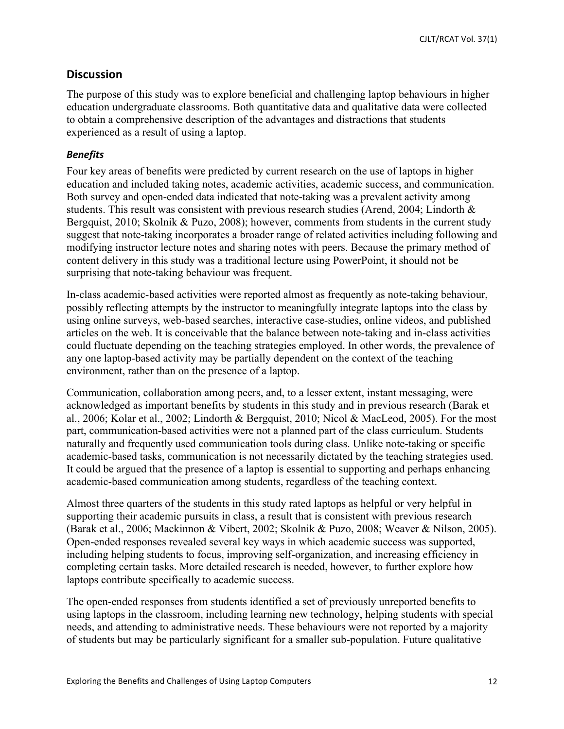## Discussion

The purpose of this study was to explore beneficial and challenging laptop behaviours in higher education undergraduate classrooms. Both quantitative data and qualitative data were collected to obtain a comprehensive description of the advantages and distractions that students experienced as a result of using a laptop.

### *Benefits*

Four key areas of benefits were predicted by current research on the use of laptops in higher education and included taking notes, academic activities, academic success, and communication. Both survey and open-ended data indicated that note-taking was a prevalent activity among students. This result was consistent with previous research studies (Arend, 2004; Lindorth & Bergquist, 2010; Skolnik & Puzo, 2008); however, comments from students in the current study suggest that note-taking incorporates a broader range of related activities including following and modifying instructor lecture notes and sharing notes with peers. Because the primary method of content delivery in this study was a traditional lecture using PowerPoint, it should not be surprising that note-taking behaviour was frequent.

In-class academic-based activities were reported almost as frequently as note-taking behaviour, possibly reflecting attempts by the instructor to meaningfully integrate laptops into the class by using online surveys, web-based searches, interactive case-studies, online videos, and published articles on the web. It is conceivable that the balance between note-taking and in-class activities could fluctuate depending on the teaching strategies employed. In other words, the prevalence of any one laptop-based activity may be partially dependent on the context of the teaching environment, rather than on the presence of a laptop.

Communication, collaboration among peers, and, to a lesser extent, instant messaging, were acknowledged as important benefits by students in this study and in previous research (Barak et al., 2006; Kolar et al., 2002; Lindorth & Bergquist, 2010; Nicol & MacLeod, 2005). For the most part, communication-based activities were not a planned part of the class curriculum. Students naturally and frequently used communication tools during class. Unlike note-taking or specific academic-based tasks, communication is not necessarily dictated by the teaching strategies used. It could be argued that the presence of a laptop is essential to supporting and perhaps enhancing academic-based communication among students, regardless of the teaching context.

Almost three quarters of the students in this study rated laptops as helpful or very helpful in supporting their academic pursuits in class, a result that is consistent with previous research (Barak et al., 2006; Mackinnon & Vibert, 2002; Skolnik & Puzo, 2008; Weaver & Nilson, 2005). Open-ended responses revealed several key ways in which academic success was supported, including helping students to focus, improving self-organization, and increasing efficiency in completing certain tasks. More detailed research is needed, however, to further explore how laptops contribute specifically to academic success.

The open-ended responses from students identified a set of previously unreported benefits to using laptops in the classroom, including learning new technology, helping students with special needs, and attending to administrative needs. These behaviours were not reported by a majority of students but may be particularly significant for a smaller sub-population. Future qualitative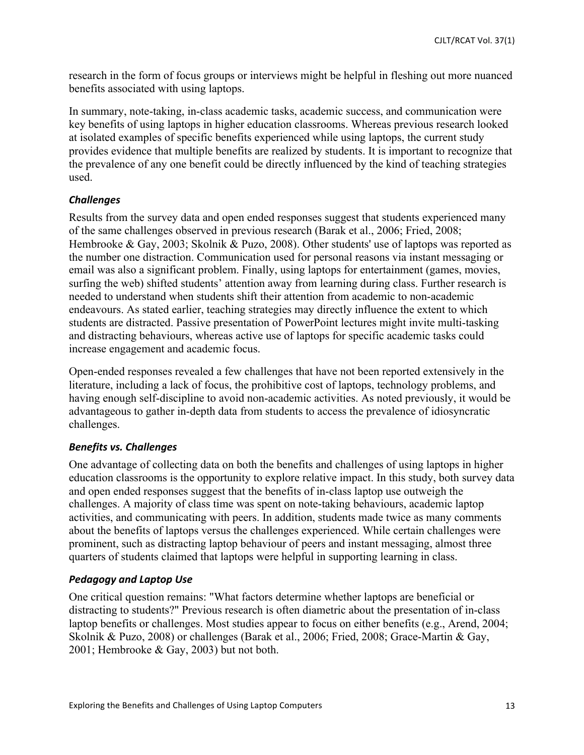research in the form of focus groups or interviews might be helpful in fleshing out more nuanced benefits associated with using laptops.

In summary, note-taking, in-class academic tasks, academic success, and communication were key benefits of using laptops in higher education classrooms. Whereas previous research looked at isolated examples of specific benefits experienced while using laptops, the current study provides evidence that multiple benefits are realized by students. It is important to recognize that the prevalence of any one benefit could be directly influenced by the kind of teaching strategies used.

### *Challenges*

Results from the survey data and open ended responses suggest that students experienced many of the same challenges observed in previous research (Barak et al., 2006; Fried, 2008; Hembrooke & Gay, 2003; Skolnik & Puzo, 2008). Other students' use of laptops was reported as the number one distraction. Communication used for personal reasons via instant messaging or email was also a significant problem. Finally, using laptops for entertainment (games, movies, surfing the web) shifted students' attention away from learning during class. Further research is needed to understand when students shift their attention from academic to non-academic endeavours. As stated earlier, teaching strategies may directly influence the extent to which students are distracted. Passive presentation of PowerPoint lectures might invite multi-tasking and distracting behaviours, whereas active use of laptops for specific academic tasks could increase engagement and academic focus.

Open-ended responses revealed a few challenges that have not been reported extensively in the literature, including a lack of focus, the prohibitive cost of laptops, technology problems, and having enough self-discipline to avoid non-academic activities. As noted previously, it would be advantageous to gather in-depth data from students to access the prevalence of idiosyncratic challenges.

### *Benefits vs. Challenges*

One advantage of collecting data on both the benefits and challenges of using laptops in higher education classrooms is the opportunity to explore relative impact. In this study, both survey data and open ended responses suggest that the benefits of in-class laptop use outweigh the challenges. A majority of class time was spent on note-taking behaviours, academic laptop activities, and communicating with peers. In addition, students made twice as many comments about the benefits of laptops versus the challenges experienced. While certain challenges were prominent, such as distracting laptop behaviour of peers and instant messaging, almost three quarters of students claimed that laptops were helpful in supporting learning in class.

### *Pedagogy and Laptop Use*

One critical question remains: "What factors determine whether laptops are beneficial or distracting to students?" Previous research is often diametric about the presentation of in-class laptop benefits or challenges. Most studies appear to focus on either benefits (e.g., Arend, 2004; Skolnik & Puzo, 2008) or challenges (Barak et al., 2006; Fried, 2008; Grace-Martin & Gay, 2001; Hembrooke & Gay, 2003) but not both.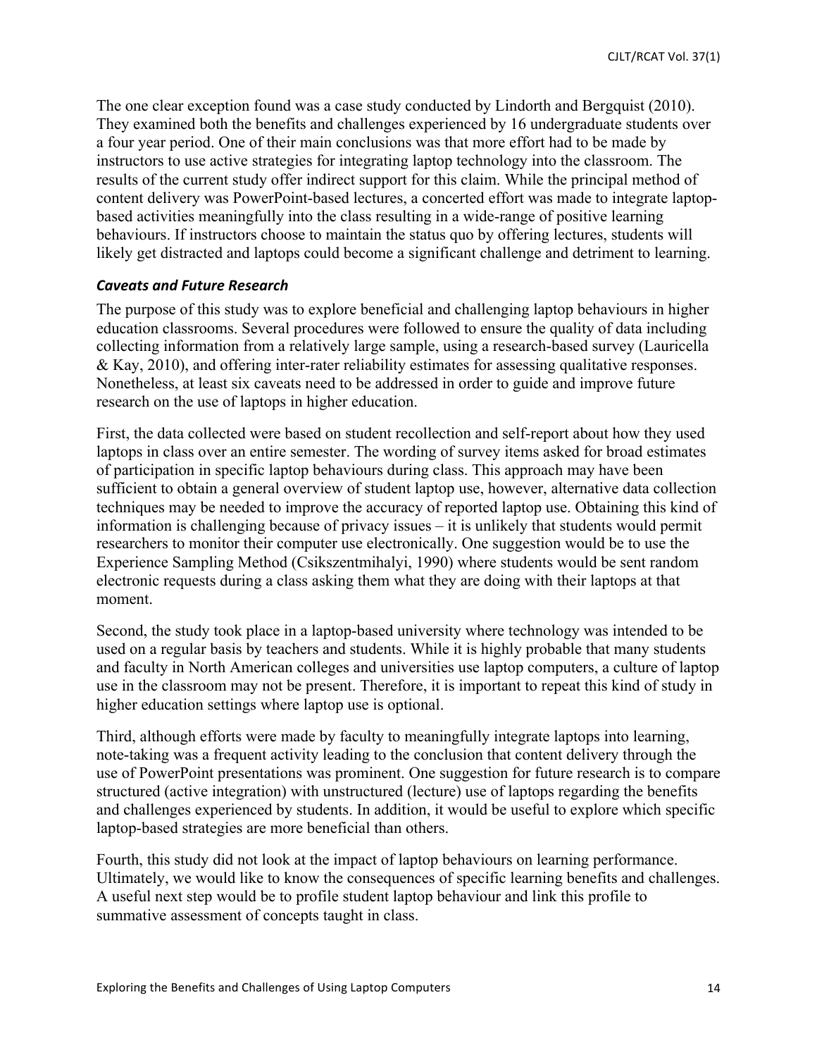The one clear exception found was a case study conducted by Lindorth and Bergquist (2010). They examined both the benefits and challenges experienced by 16 undergraduate students over a four year period. One of their main conclusions was that more effort had to be made by instructors to use active strategies for integrating laptop technology into the classroom. The results of the current study offer indirect support for this claim. While the principal method of content delivery was PowerPoint-based lectures, a concerted effort was made to integrate laptop-based activities meaningfully into the class resulting in a wide-range of positive learning behaviours. If instructors choose to maintain the status quo by offering lectures, students will likely get distracted and laptops could become a significant challenge and detriment to learning.

### *Caveats and Future Research*

The purpose of this study was to explore beneficial and challenging laptop behaviours in higher education classrooms. Several procedures were followed to ensure the quality of data including collecting information from a relatively large sample, using a research-based survey (Lauricella & Kay, 2010), and offering inter-rater reliability estimates for assessing qualitative responses. Nonetheless, at least six caveats need to be addressed in order to guide and improve future research on the use of laptops in higher education.

First, the data collected were based on student recollection and self-report about how they used laptops in class over an entire semester. The wording of survey items asked for broad estimates of participation in specific laptop behaviours during class. This approach may have been sufficient to obtain a general overview of student laptop use, however, alternative data collection techniques may be needed to improve the accuracy of reported laptop use. Obtaining this kind of information is challenging because of privacy issues – it is unlikely that students would permit researchers to monitor their computer use electronically. One suggestion would be to use the Experience Sampling Method (Csikszentmihalyi, 1990) where students would be sent random electronic requests during a class asking them what they are doing with their laptops at that moment.

Second, the study took place in a laptop-based university where technology was intended to be used on a regular basis by teachers and students. While it is highly probable that many students and faculty in North American colleges and universities use laptop computers, a culture of laptop use in the classroom may not be present. Therefore, it is important to repeat this kind of study in higher education settings where laptop use is optional.

Third, although efforts were made by faculty to meaningfully integrate laptops into learning, note-taking was a frequent activity leading to the conclusion that content delivery through the use of PowerPoint presentations was prominent. One suggestion for future research is to compare structured (active integration) with unstructured (lecture) use of laptops regarding the benefits and challenges experienced by students. In addition, it would be useful to explore which specific laptop-based strategies are more beneficial than others.

Fourth, this study did not look at the impact of laptop behaviours on learning performance. Ultimately, we would like to know the consequences of specific learning benefits and challenges. A useful next step would be to profile student laptop behaviour and link this profile to summative assessment of concepts taught in class.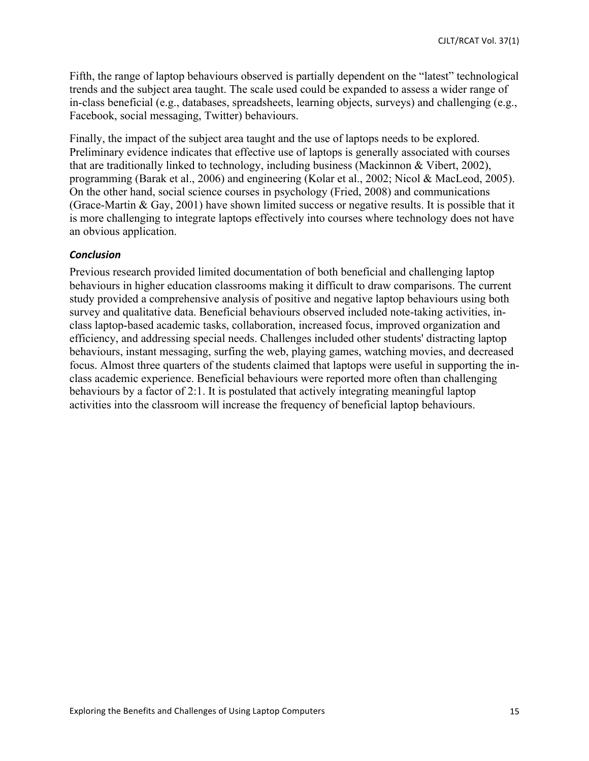Fifth, the range of laptop behaviours observed is partially dependent on the "latest" technological trends and the subject area taught. The scale used could be expanded to assess a wider range of in-class beneficial (e.g., databases, spreadsheets, learning objects, surveys) and challenging (e.g., Facebook, social messaging, Twitter) behaviours.

Finally, the impact of the subject area taught and the use of laptops needs to be explored. Preliminary evidence indicates that effective use of laptops is generally associated with courses that are traditionally linked to technology, including business (Mackinnon & Vibert, 2002), programming (Barak et al., 2006) and engineering (Kolar et al., 2002; Nicol & MacLeod, 2005). On the other hand, social science courses in psychology (Fried, 2008) and communications (Grace-Martin & Gay, 2001) have shown limited success or negative results. It is possible that it is more challenging to integrate laptops effectively into courses where technology does not have an obvious application.

### *Conclusion*

Previous research provided limited documentation of both beneficial and challenging laptop behaviours in higher education classrooms making it difficult to draw comparisons. The current study provided a comprehensive analysis of positive and negative laptop behaviours using both survey and qualitative data. Beneficial behaviours observed included note-taking activities, in-class laptop-based academic tasks, collaboration, increased focus, improved organization and efficiency, and addressing special needs. Challenges included other students' distracting laptop behaviours, instant messaging, surfing the web, playing games, watching movies, and decreased focus. Almost three quarters of the students claimed that laptops were useful in supporting the in-class academic experience. Beneficial behaviours were reported more often than challenging behaviours by a factor of 2:1. It is postulated that actively integrating meaningful laptop activities into the classroom will increase the frequency of beneficial laptop behaviours.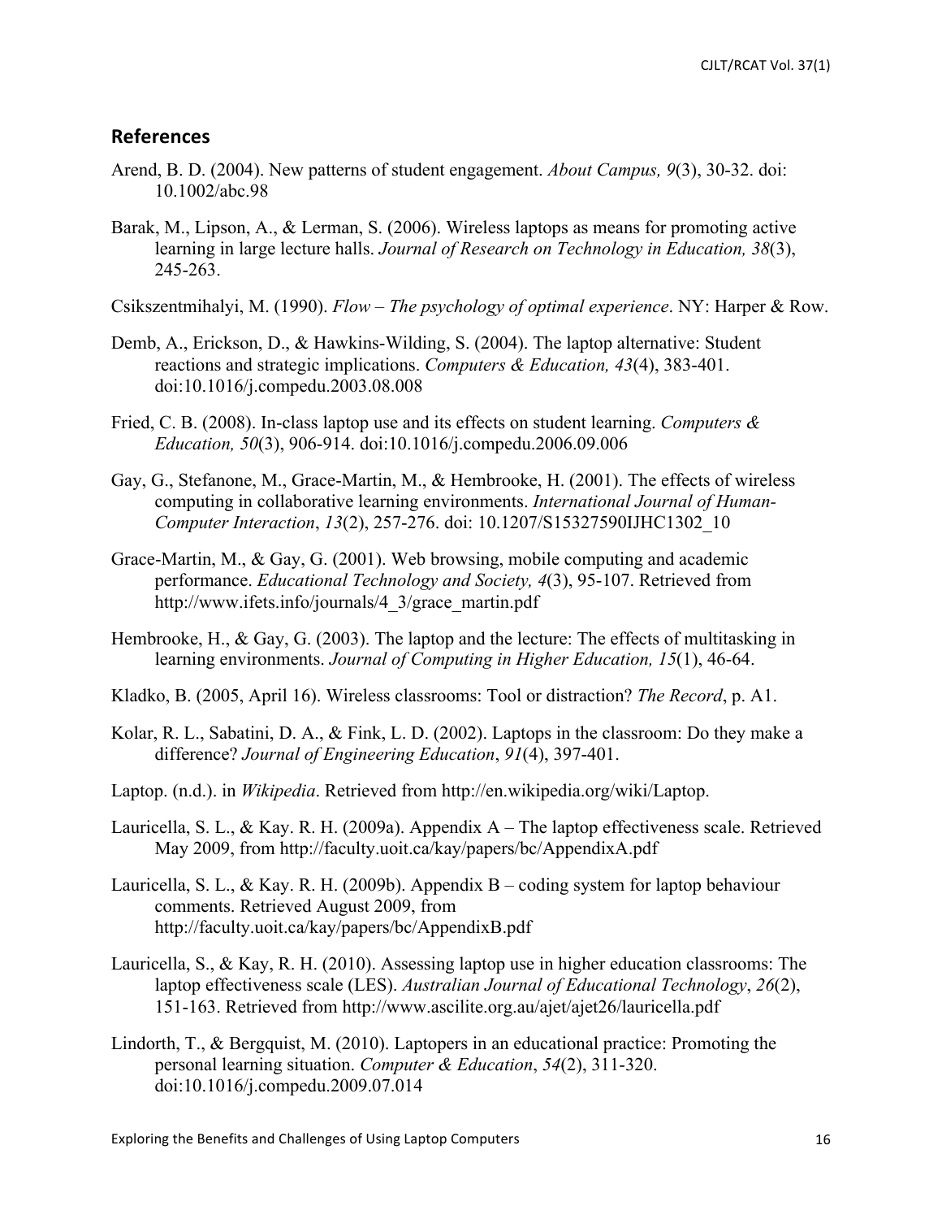## References

Arend, B. D. (2004). New patterns of student engagement. *About Campus, 9*(3), 30-32. doi: 10.1002/abc.98

Barak, M., Lipson, A., & Lerman, S. (2006). Wireless laptops as means for promoting active learning in large lecture halls. *Journal of Research on Technology in Education, 38*(3), 245-263.

Csikszentmihalyi, M. (1990). *Flow – The psychology of optimal experience*. NY: Harper & Row.

Demb, A., Erickson, D., & Hawkins-Wilding, S. (2004). The laptop alternative: Student reactions and strategic implications. *Computers & Education, 43*(4), 383-401. doi:10.1016/j.compedu.2003.08.008

Fried, C. B. (2008). In-class laptop use and its effects on student learning. *Computers & Education, 50*(3), 906-914. doi:10.1016/j.compedu.2006.09.006

Gay, G., Stefanone, M., Grace-Martin, M., & Hembrooke, H. (2001). The effects of wireless computing in collaborative learning environments. *International Journal of Human-Computer Interaction*, *13*(2), 257-276. doi: 10.1207/S15327590IJHC1302_10

Grace-Martin, M., & Gay, G. (2001). Web browsing, mobile computing and academic performance. *Educational Technology and Society, 4*(3), 95-107. Retrieved from http://www.ifets.info/journals/4_3/grace_martin.pdf

Hembrooke, H., & Gay, G. (2003). The laptop and the lecture: The effects of multitasking in learning environments. *Journal of Computing in Higher Education, 15*(1), 46-64.

Kladko, B. (2005, April 16). Wireless classrooms: Tool or distraction? *The Record*, p. A1.

Kolar, R. L., Sabatini, D. A., & Fink, L. D. (2002). Laptops in the classroom: Do they make a difference? *Journal of Engineering Education*, *91*(4), 397-401.

Laptop. (n.d.). in *Wikipedia*. Retrieved from http://en.wikipedia.org/wiki/Laptop.

Lauricella, S. L., & Kay. R. H. (2009a). Appendix A – The laptop effectiveness scale. Retrieved May 2009, from http://faculty.uoit.ca/kay/papers/bc/AppendixA.pdf

Lauricella, S. L., & Kay. R. H. (2009b). Appendix B – coding system for laptop behaviour comments. Retrieved August 2009, from http://faculty.uoit.ca/kay/papers/bc/AppendixB.pdf

Lauricella, S., & Kay, R. H. (2010). Assessing laptop use in higher education classrooms: The laptop effectiveness scale (LES). *Australian Journal of Educational Technology*, *26*(2), 151-163. Retrieved from http://www.ascilite.org.au/ajet/ajet26/lauricella.pdf

Lindorth, T., & Bergquist, M. (2010). Laptopers in an educational practice: Promoting the personal learning situation. *Computer & Education*, *54*(2), 311-320. doi:10.1016/j.compedu.2009.07.014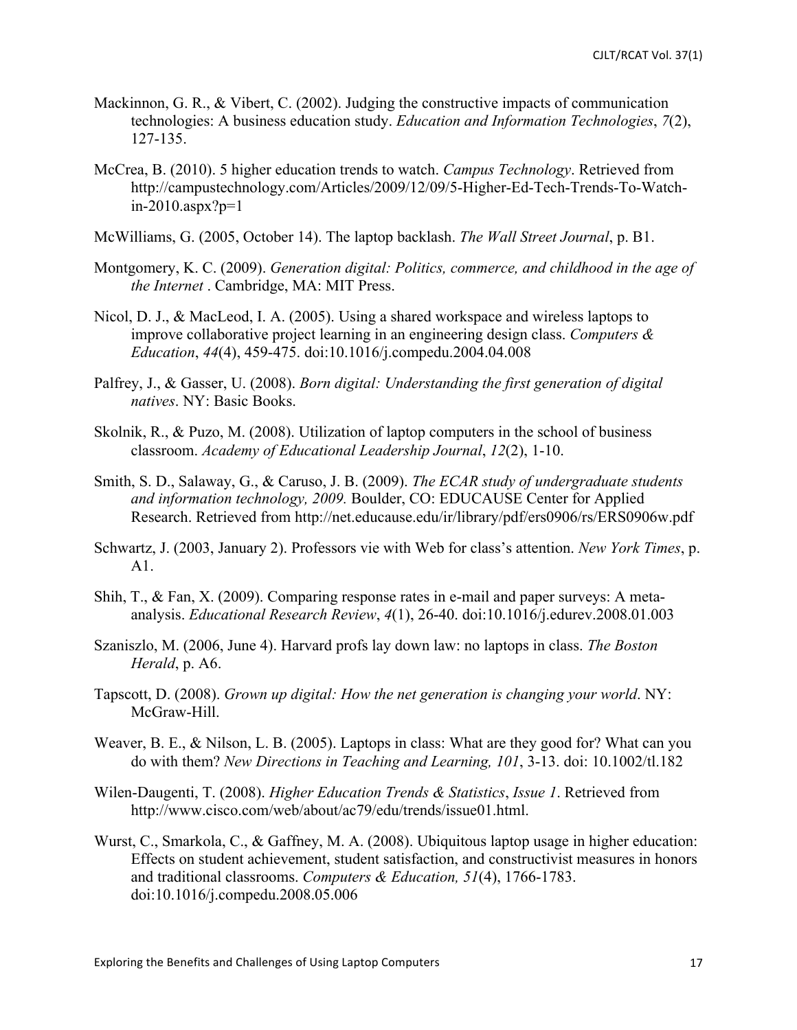Mackinnon, G. R., & Vibert, C. (2002). Judging the constructive impacts of communication technologies: A business education study. *Education and Information Technologies*, *7*(2), 127-135.

McCrea, B. (2010). 5 higher education trends to watch. *Campus Technology*. Retrieved from http://campustechnology.com/Articles/2009/12/09/5-Higher-Ed-Tech-Trends-To-Watch-in-2010.aspx?p=1

McWilliams, G. (2005, October 14). The laptop backlash. *The Wall Street Journal*, p. B1.

Montgomery, K. C. (2009). *Generation digital: Politics, commerce, and childhood in the age of the Internet* . Cambridge, MA: MIT Press.

Nicol, D. J., & MacLeod, I. A. (2005). Using a shared workspace and wireless laptops to improve collaborative project learning in an engineering design class. *Computers & Education*, *44*(4), 459-475. doi:10.1016/j.compedu.2004.04.008

Palfrey, J., & Gasser, U. (2008). *Born digital: Understanding the first generation of digital natives*. NY: Basic Books.

Skolnik, R., & Puzo, M. (2008). Utilization of laptop computers in the school of business classroom. *Academy of Educational Leadership Journal*, *12*(2), 1-10.

Smith, S. D., Salaway, G., & Caruso, J. B. (2009). *The ECAR study of undergraduate students and information technology, 2009.* Boulder, CO: EDUCAUSE Center for Applied Research. Retrieved from http://net.educause.edu/ir/library/pdf/ers0906/rs/ERS0906w.pdf

Schwartz, J. (2003, January 2). Professors vie with Web for class's attention. *New York Times*, p. A1.

Shih, T., & Fan, X. (2009). Comparing response rates in e-mail and paper surveys: A meta-analysis. *Educational Research Review*, *4*(1), 26-40. doi:10.1016/j.edurev.2008.01.003

Szaniszlo, M. (2006, June 4). Harvard profs lay down law: no laptops in class. *The Boston Herald*, p. A6.

Tapscott, D. (2008). *Grown up digital: How the net generation is changing your world*. NY: McGraw-Hill.

Weaver, B. E., & Nilson, L. B. (2005). Laptops in class: What are they good for? What can you do with them? *New Directions in Teaching and Learning, 101*, 3-13. doi: 10.1002/tl.182

Wilen-Daugenti, T. (2008). *Higher Education Trends & Statistics*, *Issue 1*. Retrieved from http://www.cisco.com/web/about/ac79/edu/trends/issue01.html.

Wurst, C., Smarkola, C., & Gaffney, M. A. (2008). Ubiquitous laptop usage in higher education: Effects on student achievement, student satisfaction, and constructivist measures in honors and traditional classrooms. *Computers & Education, 51*(4), 1766-1783. doi:10.1016/j.compedu.2008.05.006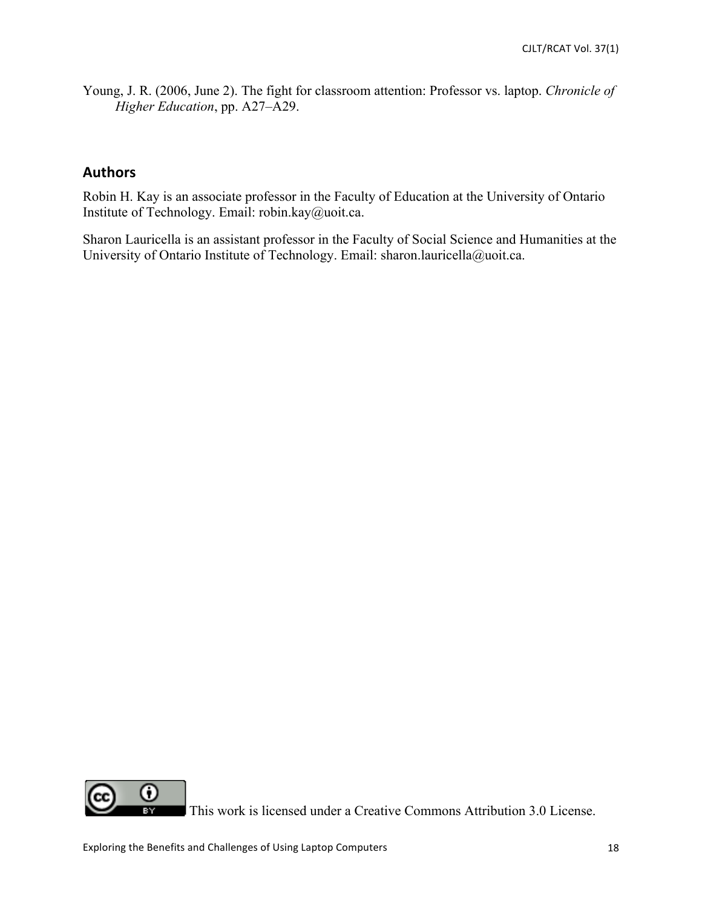Young, J. R. (2006, June 2). The fight for classroom attention: Professor vs. laptop. *Chronicle of Higher Education*, pp. A27–A29.

## Authors

Robin H. Kay is an associate professor in the Faculty of Education at the University of Ontario Institute of Technology. Email: robin.kay@uoit.ca.

Sharon Lauricella is an assistant professor in the Faculty of Social Science and Humanities at the University of Ontario Institute of Technology. Email: sharon.lauricella@uoit.ca.

This work is licensed under a Creative Commons Attribution 3.0 License.